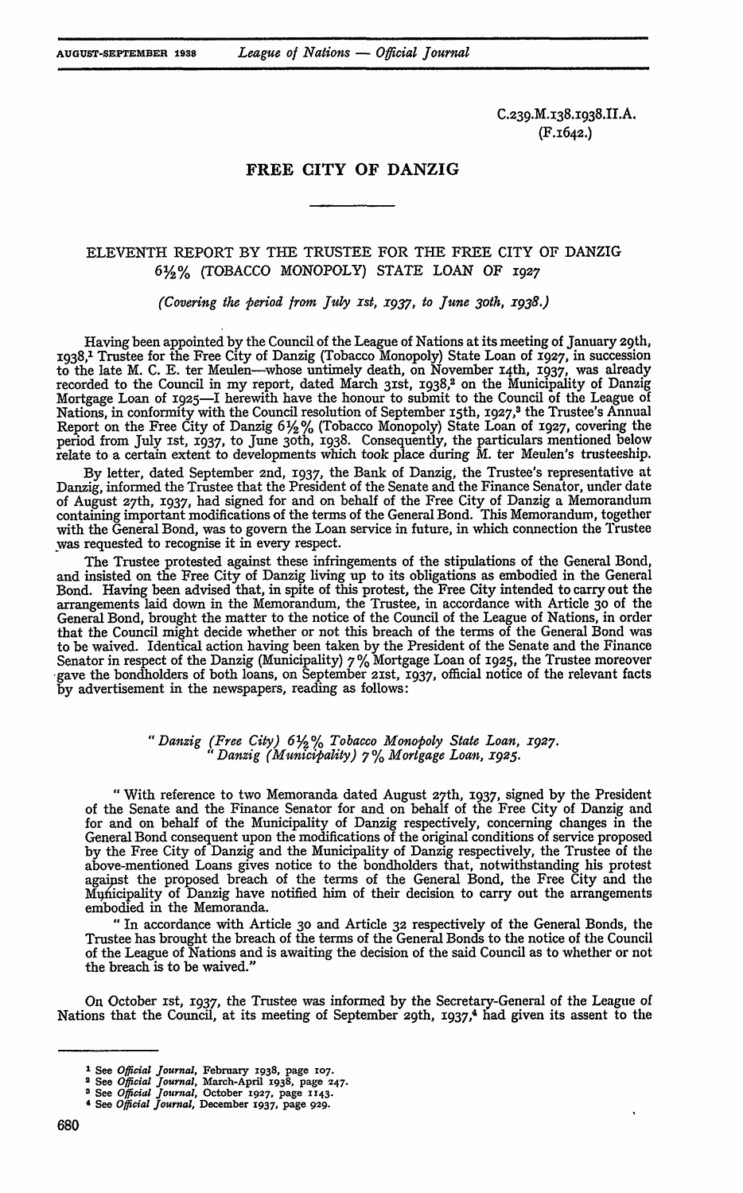C.239.M.138.1938.II.A.
(F.1642.)

# FREE CITY OF DANZIG

## ELEVENTH REPORT BY THE TRUSTEE FOR THE FREE CITY OF DANZIG 6½% (TOBACCO MONOPOLY) STATE LOAN OF 1927

*(Covering the period from July 1st, 1937, to June 30th, 1938.)*

Having been appointed by the Council of the League of Nations at its meeting of January 29th, 1938,[1] Trustee for the Free City of Danzig (Tobacco Monopoly) State Loan of 1927, in succession to the late M. C. E. ter Meulen—whose untimely death, on November 14th, 1937, was already recorded to the Council in my report, dated March 31st, 1938,[2] on the Municipality of Danzig Mortgage Loan of 1925—I herewith have the honour to submit to the Council of the League of Nations, in conformity with the Council resolution of September 15th, 1927,[3] the Trustee's Annual Report on the Free City of Danzig 6½% (Tobacco Monopoly) State Loan of 1927, covering the period from July 1st, 1937, to June 30th, 1938. Consequently, the particulars mentioned below relate to a certain extent to developments which took place during M. ter Meulen's trusteeship.

By letter, dated September 2nd, 1937, the Bank of Danzig, the Trustee's representative at Danzig, informed the Trustee that the President of the Senate and the Finance Senator, under date of August 27th, 1937, had signed for and on behalf of the Free City of Danzig a Memorandum containing important modifications of the terms of the General Bond. This Memorandum, together with the General Bond, was to govern the Loan service in future, in which connection the Trustee was requested to recognise it in every respect.

The Trustee protested against these infringements of the stipulations of the General Bond, and insisted on the Free City of Danzig living up to its obligations as embodied in the General Bond. Having been advised that, in spite of this protest, the Free City intended to carry out the arrangements laid down in the Memorandum, the Trustee, in accordance with Article 30 of the General Bond, brought the matter to the notice of the Council of the League of Nations, in order that the Council might decide whether or not this breach of the terms of the General Bond was to be waived. Identical action having been taken by the President of the Senate and the Finance Senator in respect of the Danzig (Municipality) 7% Mortgage Loan of 1925, the Trustee moreover gave the bondholders of both loans, on September 21st, 1937, official notice of the relevant facts by advertisement in the newspapers, reading as follows:

> "*Danzig (Free City) 6½% Tobacco Monopoly State Loan, 1927.*
> "*Danzig (Municipality) 7% Mortgage Loan, 1925.*
>
> "With reference to two Memoranda dated August 27th, 1937, signed by the President of the Senate and the Finance Senator for and on behalf of the Free City of Danzig and for and on behalf of the Municipality of Danzig respectively, concerning changes in the General Bond consequent upon the modifications of the original conditions of service proposed by the Free City of Danzig and the Municipality of Danzig respectively, the Trustee of the above-mentioned Loans gives notice to the bondholders that, notwithstanding his protest against the proposed breach of the terms of the General Bond, the Free City and the Municipality of Danzig have notified him of their decision to carry out the arrangements embodied in the Memoranda.
>
> "In accordance with Article 30 and Article 32 respectively of the General Bonds, the Trustee has brought the breach of the terms of the General Bonds to the notice of the Council of the League of Nations and is awaiting the decision of the said Council as to whether or not the breach is to be waived."

On October 1st, 1937, the Trustee was informed by the Secretary-General of the League of Nations that the Council, at its meeting of September 29th, 1937,[4] had given its assent to the

[1] See *Official Journal*, February 1938, page 107.
[2] See *Official Journal*, March-April 1938, page 247.
[3] See *Official Journal*, October 1927, page 1143.
[4] See *Official Journal*, December 1937, page 929.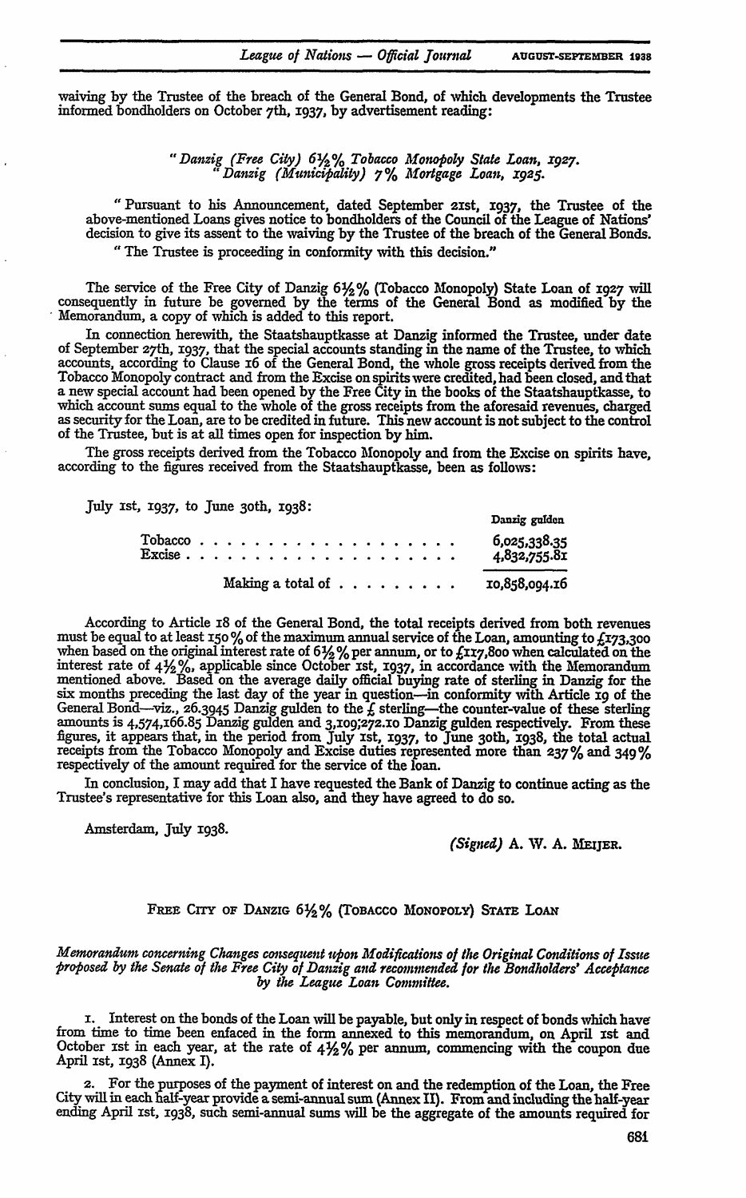waiving by the Trustee of the breach of the General Bond, of which developments the Trustee informed bondholders on October 7th, 1937, by advertisement reading:

> "*Danzig (Free City) 6½% Tobacco Monopoly State Loan, 1927.*
> "*Danzig (Municipality) 7% Mortgage Loan, 1925.*
>
> "Pursuant to his Announcement, dated September 21st, 1937, the Trustee of the above-mentioned Loans gives notice to bondholders of the Council of the League of Nations' decision to give its assent to the waiving by the Trustee of the breach of the General Bonds.
>
> "The Trustee is proceeding in conformity with this decision."

The service of the Free City of Danzig 6½% (Tobacco Monopoly) State Loan of 1927 will consequently in future be governed by the terms of the General Bond as modified by the Memorandum, a copy of which is added to this report.

In connection herewith, the Staatshauptkasse at Danzig informed the Trustee, under date of September 27th, 1937, that the special accounts standing in the name of the Trustee, to which accounts, according to Clause 16 of the General Bond, the whole gross receipts derived from the Tobacco Monopoly contract and from the Excise on spirits were credited, had been closed, and that a new special account had been opened by the Free City in the books of the Staatshauptkasse, to which account sums equal to the whole of the gross receipts from the aforesaid revenues, charged as security for the Loan, are to be credited in future. This new account is not subject to the control of the Trustee, but is at all times open for inspection by him.

The gross receipts derived from the Tobacco Monopoly and from the Excise on spirits have, according to the figures received from the Staatshauptkasse, been as follows:

July 1st, 1937, to June 30th, 1938:

| | Danzig gulden |
|---|---|
| Tobacco . . . . . . . . . . . . . . . . . . . | 6,025,338.35 |
| Excise . . . . . . . . . . . . . . . . . . . . | 4,832,755.81 |
| Making a total of . . . . . . . . . | 10,858,094.16 |

According to Article 18 of the General Bond, the total receipts derived from both revenues must be equal to at least 150% of the maximum annual service of the Loan, amounting to £173,300 when based on the original interest rate of 6½% per annum, or to £117,800 when calculated on the interest rate of 4½%, applicable since October 1st, 1937, in accordance with the Memorandum mentioned above. Based on the average daily official buying rate of sterling in Danzig for the six months preceding the last day of the year in question—in conformity with Article 19 of the General Bond—viz., 26.3945 Danzig gulden to the £ sterling—the counter-value of these sterling amounts is 4,574,166.85 Danzig gulden and 3,109,272.10 Danzig gulden respectively. From these figures, it appears that, in the period from July 1st, 1937, to June 30th, 1938, the total actual receipts from the Tobacco Monopoly and Excise duties represented more than 237% and 349% respectively of the amount required for the service of the loan.

In conclusion, I may add that I have requested the Bank of Danzig to continue acting as the Trustee's representative for this Loan also, and they have agreed to do so.

Amsterdam, July 1938.

(*Signed*) A. W. A. MEIJER.

## FREE CITY OF DANZIG 6½% (TOBACCO MONOPOLY) STATE LOAN

*Memorandum concerning Changes consequent upon Modifications of the Original Conditions of Issue proposed by the Senate of the Free City of Danzig and recommended for the Bondholders' Acceptance by the League Loan Committee.*

1. Interest on the bonds of the Loan will be payable, but only in respect of bonds which have from time to time been enfaced in the form annexed to this memorandum, on April 1st and October 1st in each year, at the rate of 4½% per annum, commencing with the coupon due April 1st, 1938 (Annex I).

2. For the purposes of the payment of interest on and the redemption of the Loan, the Free City will in each half-year provide a semi-annual sum (Annex II). From and including the half-year ending April 1st, 1938, such semi-annual sums will be the aggregate of the amounts required for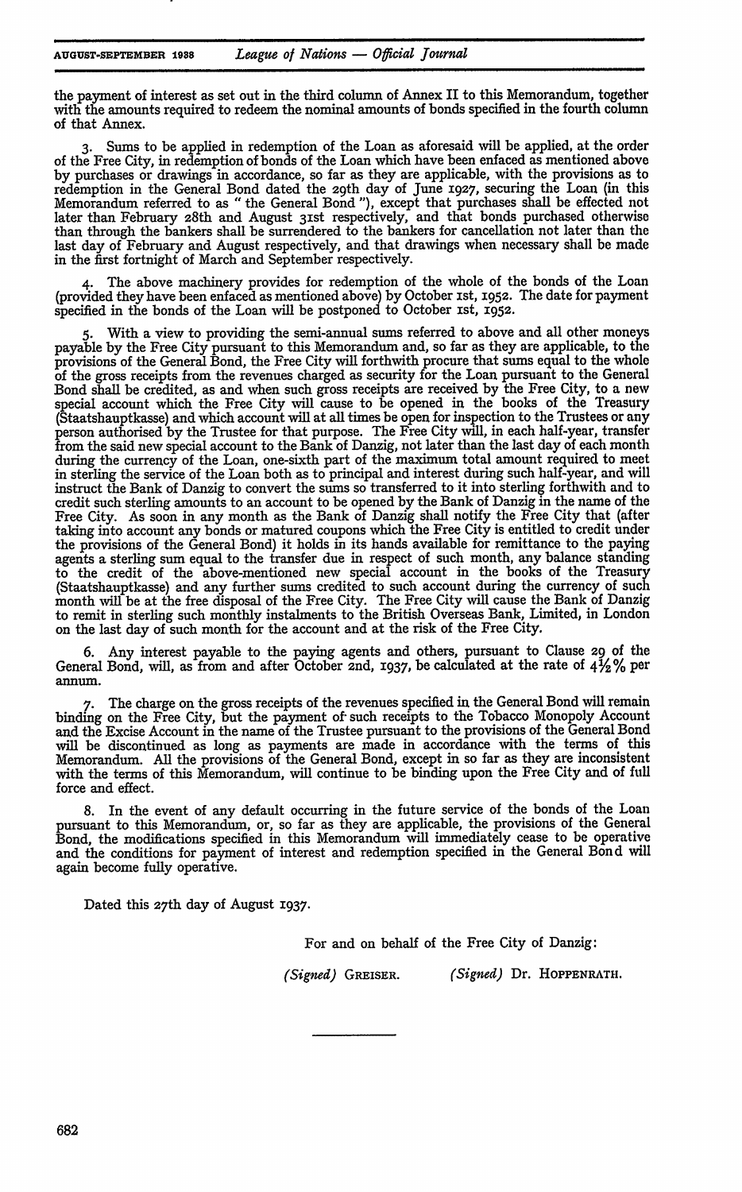the payment of interest as set out in the third column of Annex II to this Memorandum, together with the amounts required to redeem the nominal amounts of bonds specified in the fourth column of that Annex.

3. Sums to be applied in redemption of the Loan as aforesaid will be applied, at the order of the Free City, in redemption of bonds of the Loan which have been enfaced as mentioned above by purchases or drawings in accordance, so far as they are applicable, with the provisions as to redemption in the General Bond dated the 29th day of June 1927, securing the Loan (in this Memorandum referred to as " the General Bond "), except that purchases shall be effected not later than February 28th and August 31st respectively, and that bonds purchased otherwise than through the bankers shall be surrendered to the bankers for cancellation not later than the last day of February and August respectively, and that drawings when necessary shall be made in the first fortnight of March and September respectively.

4. The above machinery provides for redemption of the whole of the bonds of the Loan (provided they have been enfaced as mentioned above) by October 1st, 1952. The date for payment specified in the bonds of the Loan will be postponed to October 1st, 1952.

5. With a view to providing the semi-annual sums referred to above and all other moneys payable by the Free City pursuant to this Memorandum and, so far as they are applicable, to the provisions of the General Bond, the Free City will forthwith procure that sums equal to the whole of the gross receipts from the revenues charged as security for the Loan pursuant to the General Bond shall be credited, as and when such gross receipts are received by the Free City, to a new special account which the Free City will cause to be opened in the books of the Treasury (Staatshauptkasse) and which account will at all times be open for inspection to the Trustees or any person authorised by the Trustee for that purpose. The Free City will, in each half-year, transfer from the said new special account to the Bank of Danzig, not later than the last day of each month during the currency of the Loan, one-sixth part of the maximum total amount required to meet in sterling the service of the Loan both as to principal and interest during such half-year, and will instruct the Bank of Danzig to convert the sums so transferred to it into sterling forthwith and to credit such sterling amounts to an account to be opened by the Bank of Danzig in the name of the Free City. As soon in any month as the Bank of Danzig shall notify the Free City that (after taking into account any bonds or matured coupons which the Free City is entitled to credit under the provisions of the General Bond) it holds in its hands available for remittance to the paying agents a sterling sum equal to the transfer due in respect of such month, any balance standing to the credit of the above-mentioned new special account in the books of the Treasury (Staatshauptkasse) and any further sums credited to such account during the currency of such month will be at the free disposal of the Free City. The Free City will cause the Bank of Danzig to remit in sterling such monthly instalments to the British Overseas Bank, Limited, in London on the last day of such month for the account and at the risk of the Free City.

6. Any interest payable to the paying agents and others, pursuant to Clause 29 of the General Bond, will, as from and after October 2nd, 1937, be calculated at the rate of 4½% per annum.

7. The charge on the gross receipts of the revenues specified in the General Bond will remain binding on the Free City, but the payment of such receipts to the Tobacco Monopoly Account and the Excise Account in the name of the Trustee pursuant to the provisions of the General Bond will be discontinued as long as payments are made in accordance with the terms of this Memorandum. All the provisions of the General Bond, except in so far as they are inconsistent with the terms of this Memorandum, will continue to be binding upon the Free City and of full force and effect.

8. In the event of any default occurring in the future service of the bonds of the Loan pursuant to this Memorandum, or, so far as they are applicable, the provisions of the General Bond, the modifications specified in this Memorandum will immediately cease to be operative and the conditions for payment of interest and redemption specified in the General Bond will again become fully operative.

Dated this 27th day of August 1937.

For and on behalf of the Free City of Danzig:

*(Signed)* GREISER. *(Signed)* Dr. HOPPENRATH.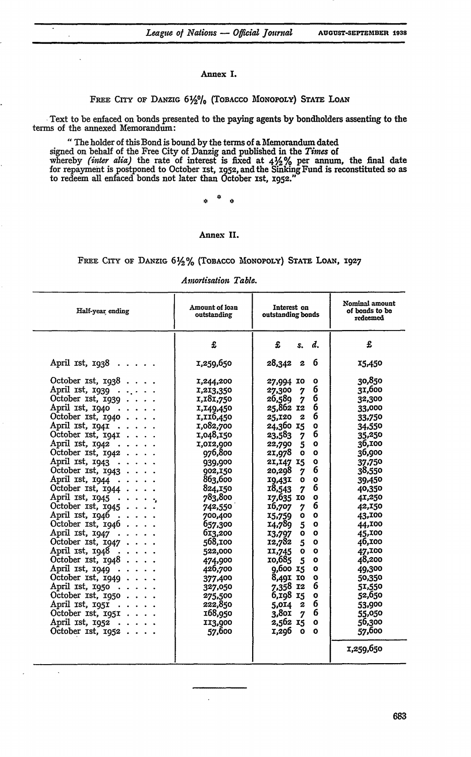## Annex I.

FREE CITY OF DANZIG 6½% (TOBACCO MONOPOLY) STATE LOAN

Text to be enfaced on bonds presented to the paying agents by bondholders assenting to the terms of the annexed Memorandum:

" The holder of this Bond is bound by the terms of a Memorandum dated
signed on behalf of the Free City of Danzig and published in the *Times* of
whereby *(inter alia)* the rate of interest is fixed at 4½% per annum, the final date for repayment is postponed to October 1st, 1952, and the Sinking Fund is reconstituted so as to redeem all enfaced bonds not later than October 1st, 1952."

\* \* \*

## Annex II.

FREE CITY OF DANZIG 6½% (TOBACCO MONOPOLY) STATE LOAN, 1927

*Amortisation Table.*

| Half-year ending | Amount of loan outstanding | Interest on outstanding bonds | Nominal amount of bonds to be redeemed |
|---|---|---|---|
| | £ | £ s. d. | £ |
| April 1st, 1938 | 1,259,650 | 28,342 2 6 | 15,450 |
| October 1st, 1938 | 1,244,200 | 27,994 10 0 | 30,850 |
| April 1st, 1939 | 1,213,350 | 27,300 7 6 | 31,600 |
| October 1st, 1939 | 1,181,750 | 26,589 7 6 | 32,300 |
| April 1st, 1940 | 1,149,450 | 25,862 12 6 | 33,000 |
| October 1st, 1940 | 1,116,450 | 25,120 2 6 | 33,750 |
| April 1st, 1941 | 1,082,700 | 24,360 15 0 | 34,550 |
| October 1st, 1941 | 1,048,150 | 23,583 7 6 | 35,250 |
| April 1st, 1942 | 1,012,900 | 22,790 5 0 | 36,100 |
| October 1st, 1942 | 976,800 | 21,978 0 0 | 36,900 |
| April 1st, 1943 | 939,900 | 21,147 15 0 | 37,750 |
| October 1st, 1943 | 902,150 | 20,298 7 6 | 38,550 |
| April 1st, 1944 | 863,600 | 19,431 0 0 | 39,450 |
| October 1st, 1944 | 824,150 | 18,543 7 6 | 40,350 |
| April 1st, 1945 | 783,800 | 17,635 10 0 | 41,250 |
| October 1st, 1945 | 742,550 | 16,707 7 6 | 42,150 |
| April 1st, 1946 | 700,400 | 15,759 0 0 | 43,100 |
| October 1st, 1946 | 657,300 | 14,789 5 0 | 44,100 |
| April 1st, 1947 | 613,200 | 13,797 0 0 | 45,100 |
| October 1st, 1947 | 568,100 | 12,782 5 0 | 46,100 |
| April 1st, 1948 | 522,000 | 11,745 0 0 | 47,100 |
| October 1st, 1948 | 474,900 | 10,685 5 0 | 48,200 |
| April 1st, 1949 | 426,700 | 9,600 15 0 | 49,300 |
| October 1st, 1949 | 377,400 | 8,491 10 0 | 50,350 |
| April 1st, 1950 | 327,050 | 7,358 12 6 | 51,550 |
| October 1st, 1950 | 275,500 | 6,198 15 0 | 52,650 |
| April 1st, 1951 | 222,850 | 5,014 2 6 | 53,900 |
| October 1st, 1951 | 168,950 | 3,801 7 6 | 55,050 |
| April 1st, 1952 | 113,900 | 2,562 15 0 | 56,300 |
| October 1st, 1952 | 57,600 | 1,296 0 0 | 57,600 |
| | | | 1,259,650 |